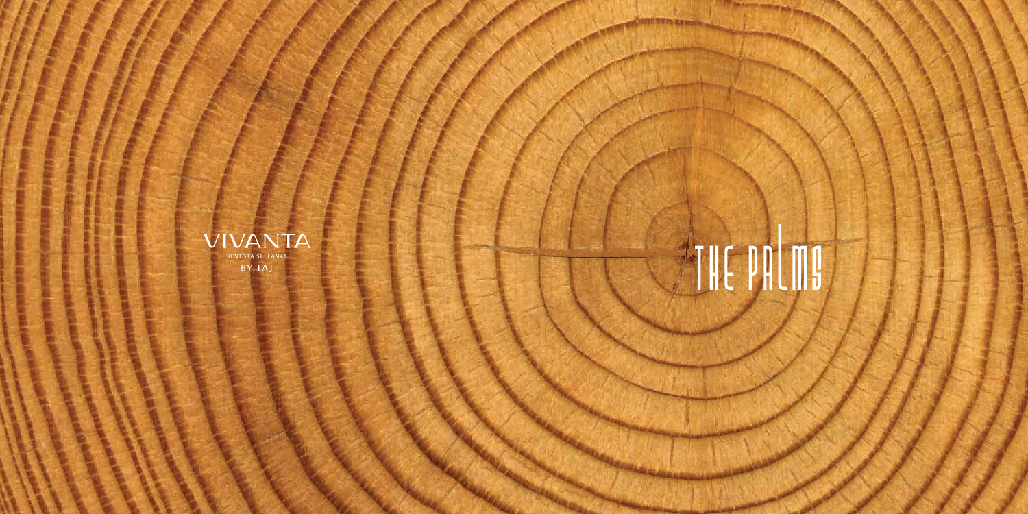VIVANTA

BENTOTA SRI LANKA

BY TAJ

# THE PALMS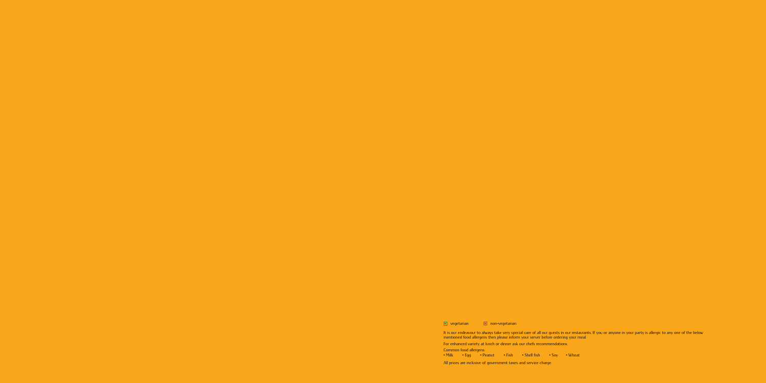■ vegetarian ■ non-vegetarian

It is our endeavour to always take very special care of all our guests in our restaurants. If you or anyone in your party is allergic to any one of the below mentioned food allergens then please inform your server before ordering your meal.

For enhanced variety at lunch or dinner ask our chefs recommendations.

Common food allergens:

- Milk
- Egg
- Peanut
- Fish
- Shell fish
- Soy
- Wheat

All prices are inclusive of government taxes and service charge.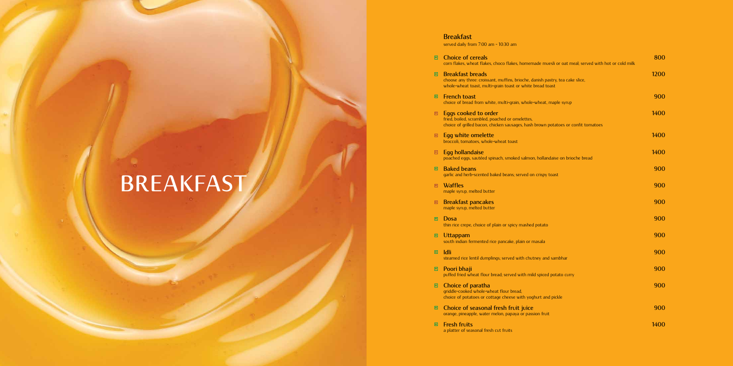# BREAKFAST

## Breakfast

served daily from 7:00 am - 10:30 am

| Item | Price |
| --- | --- |
| **Choice of cereals**<br>corn flakes, wheat flakes, choco flakes, homemade muesli or oat meal; served with hot or cold milk | 800 |
| **Breakfast breads**<br>choose any three: croissant, muffins, brioche, danish pastry, tea cake slice, whole-wheat toast, multi-grain toast or white bread toast | 1200 |
| **French toast**<br>choice of bread from white, multi-grain, whole-wheat, maple syrup | 900 |
| **Eggs cooked to order**<br>fried, boiled, scrambled, poached or omelettes, choice of grilled bacon, chicken sausages, hash brown potatoes or confit tomatoes | 1400 |
| **Egg white omelette**<br>broccoli, tomatoes, whole-wheat toast | 1400 |
| **Egg hollandaise**<br>poached eggs, sautéed spinach, smoked salmon, hollandaise on brioche bread | 1400 |
| **Baked beans**<br>garlic and herb-scented baked beans; served on crispy toast | 900 |
| **Waffles**<br>maple syrup, melted butter | 900 |
| **Breakfast pancakes**<br>maple syrup, melted butter | 900 |
| **Dosa**<br>thin rice crepe, choice of plain or spicy mashed potato | 900 |
| **Uttappam**<br>south indian fermented rice pancake, plain or masala | 900 |
| **Idli**<br>steamed rice lentil dumplings; served with chutney and sambhar | 900 |
| **Poori bhaji**<br>puffed fried wheat flour bread; served with mild spiced potato curry | 900 |
| **Choice of paratha**<br>griddle-cooked whole-wheat flour bread, choice of potatoes or cottage cheese with yoghurt and pickle | 900 |
| **Choice of seasonal fresh fruit juice**<br>orange, pineapple, water melon, papaya or passion fruit | 900 |
| **Fresh fruits**<br>a platter of seasonal fresh cut fruits | 1400 |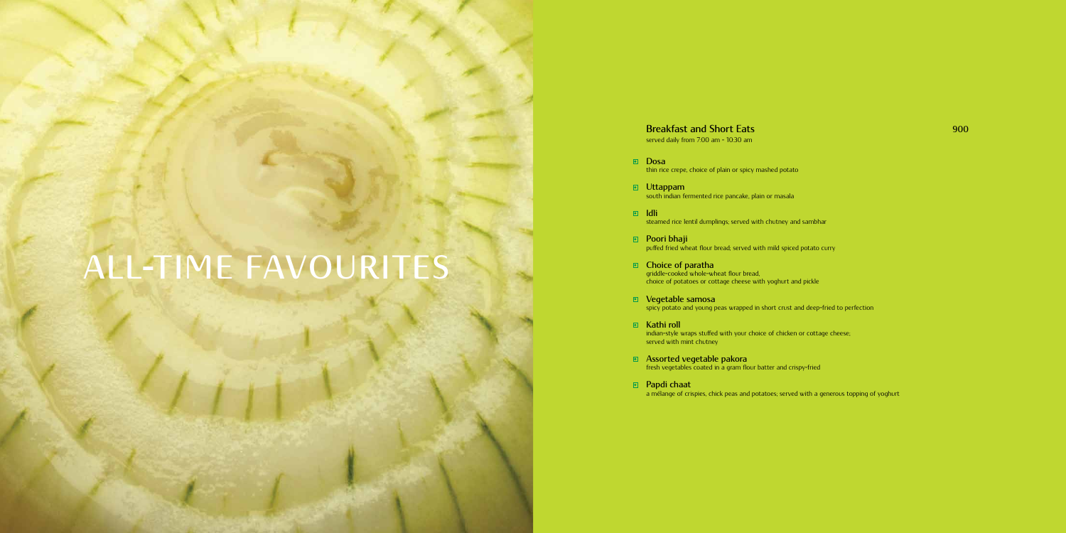# ALL-TIME FAVOURITES

## Breakfast and Short Eats — 900

served daily from 7:00 am - 10:30 am

- **Dosa**
  thin rice crepe, choice of plain or spicy mashed potato
- **Uttappam**
  south indian fermented rice pancake, plain or masala
- **Idli**
  steamed rice lentil dumplings; served with chutney and sambhar
- **Poori bhaji**
  puffed fried wheat flour bread; served with mild spiced potato curry
- **Choice of paratha**
  griddle-cooked whole-wheat flour bread,
  choice of potatoes or cottage cheese with yoghurt and pickle
- **Vegetable samosa**
  spicy potato and young peas wrapped in short crust and deep-fried to perfection
- **Kathi roll**
  indian-style wraps stuffed with your choice of chicken or cottage cheese;
  served with mint chutney
- **Assorted vegetable pakora**
  fresh vegetables coated in a gram flour batter and crispy-fried
- **Papdi chaat**
  a mélange of crispies, chick peas and potatoes; served with a generous topping of yoghurt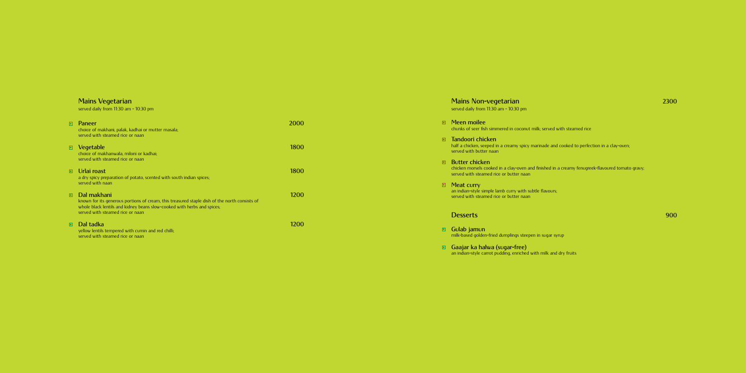## Mains Vegetarian

served daily from 11:30 am - 10:30 pm

- **Paneer** — 2000
  choice of makhani, palak, kadhai or mutter masala;
  served with steamed rice or naan

- **Vegetable** — 1800
  choice of makhanwala, miloni or kadhai;
  served with steamed rice or naan

- **Urlai roast** — 1800
  a dry spicy preparation of potato, scented with south indian spices;
  served with naan

- **Dal makhani** — 1200
  known for its generous portions of cream, this treasured staple dish of the north consists of whole black lentils and kidney beans slow-cooked with herbs and spices;
  served with steamed rice or naan

- **Dal tadka** — 1200
  yellow lentils tempered with cumin and red chilli;
  served with steamed rice or naan

## Mains Non-vegetarian — 2300

served daily from 11:30 am - 10:30 pm

- **Meen moilee**
  chunks of seer fish simmered in coconut milk; served with steamed rice

- **Tandoori chicken**
  half a chicken, seeped in a creamy spicy marinade and cooked to perfection in a clay-oven;
  served with butter naan

- **Butter chicken**
  chicken morsels cooked in a clay-oven and finished in a creamy fenugreek-flavoured tomato gravy;
  served with steamed rice or butter naan

- **Meat curry**
  an indian-style simple lamb curry with subtle flavours;
  served with steamed rice or butter naan

## Desserts — 900

- **Gulab jamun**
  milk-based golden-fried dumplings steepen in sugar syrup

- **Gaajar ka halwa (sugar-free)**
  an indian-style carrot pudding, enriched with milk and dry fruits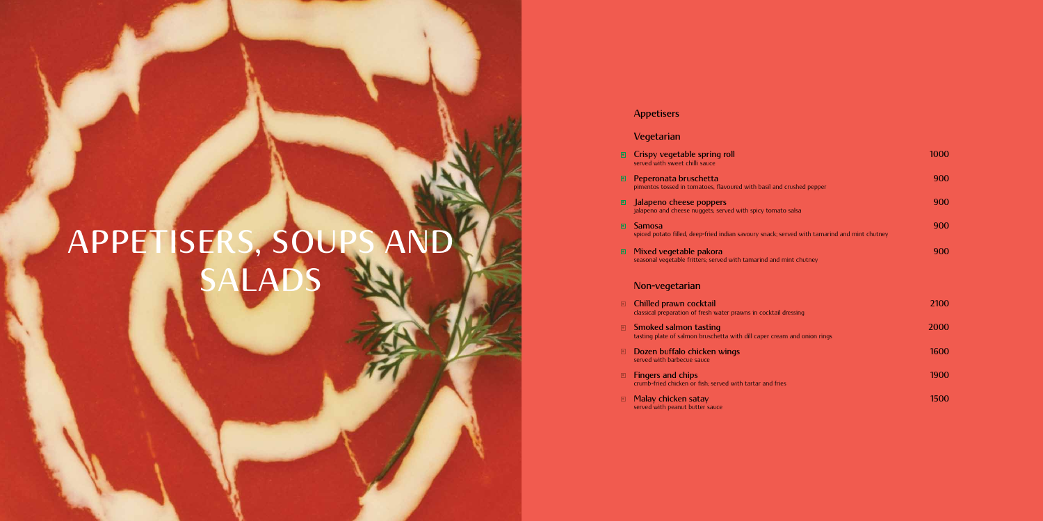# APPETISERS, SOUPS AND SALADS

## Appetisers

### Vegetarian

**Crispy vegetable spring roll** — 1000
served with sweet chilli sauce

**Peperonata bruschetta** — 900
pimentos tossed in tomatoes, flavoured with basil and crushed pepper

**Jalapeno cheese poppers** — 900
jalapeno and cheese nuggets; served with spicy tomato salsa

**Samosa** — 900
spiced potato filled, deep-fried indian savoury snack; served with tamarind and mint chutney

**Mixed vegetable pakora** — 900
seasonal vegetable fritters; served with tamarind and mint chutney

### Non-vegetarian

**Chilled prawn cocktail** — 2100
classical preparation of fresh water prawns in cocktail dressing

**Smoked salmon tasting** — 2000
tasting plate of salmon bruschetta with dill caper cream and onion rings

**Dozen buffalo chicken wings** — 1600
served with barbecue sauce

**Fingers and chips** — 1900
crumb-fried chicken or fish; served with tartar and fries

**Malay chicken satay** — 1500
served with peanut butter sauce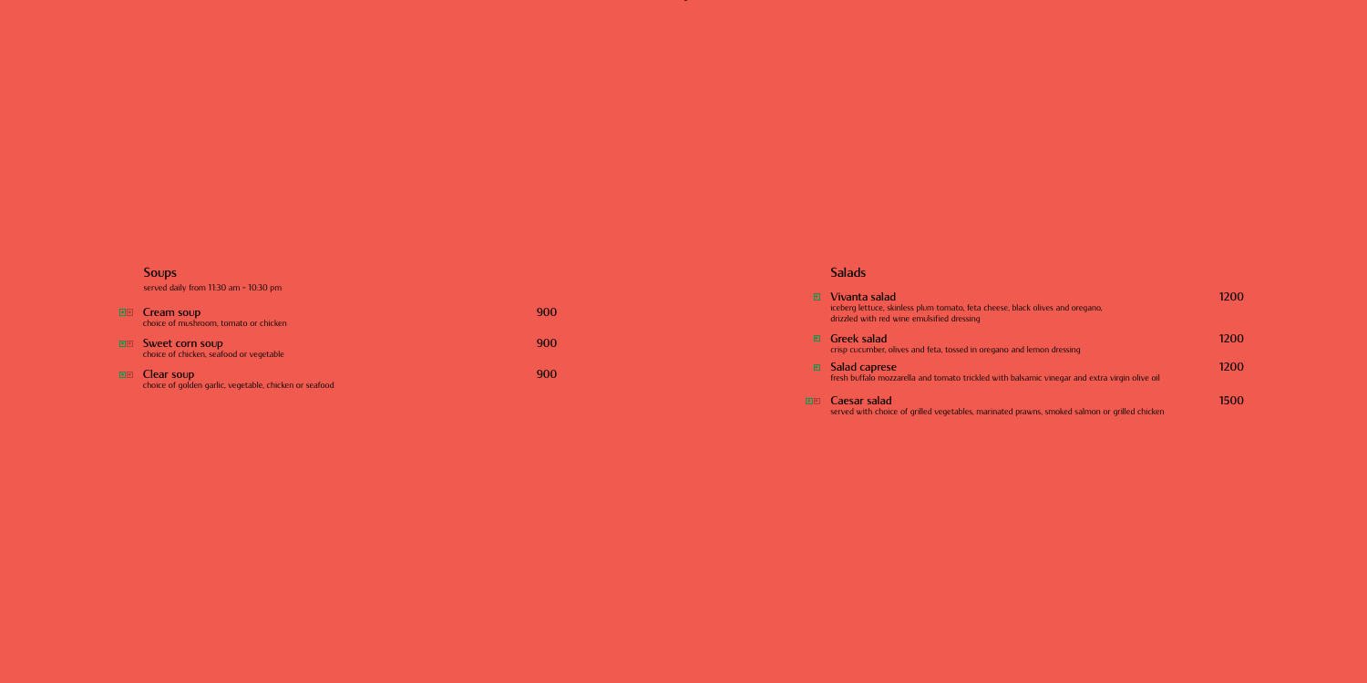## Soups

served daily from 11:30 am - 10:30 pm

**Cream soup** — 900
choice of mushroom, tomato or chicken

**Sweet corn soup** — 900
choice of chicken, seafood or vegetable

**Clear soup** — 900
choice of golden garlic, vegetable, chicken or seafood

## Salads

**Vivanta salad** — 1200
iceberg lettuce, skinless plum tomato, feta cheese, black olives and oregano, drizzled with red wine emulsified dressing

**Greek salad** — 1200
crisp cucumber, olives and feta, tossed in oregano and lemon dressing

**Salad caprese** — 1200
fresh buffalo mozzarella and tomato trickled with balsamic vinegar and extra virgin olive oil

**Caesar salad** — 1500
served with choice of grilled vegetables, marinated prawns, smoked salmon or grilled chicken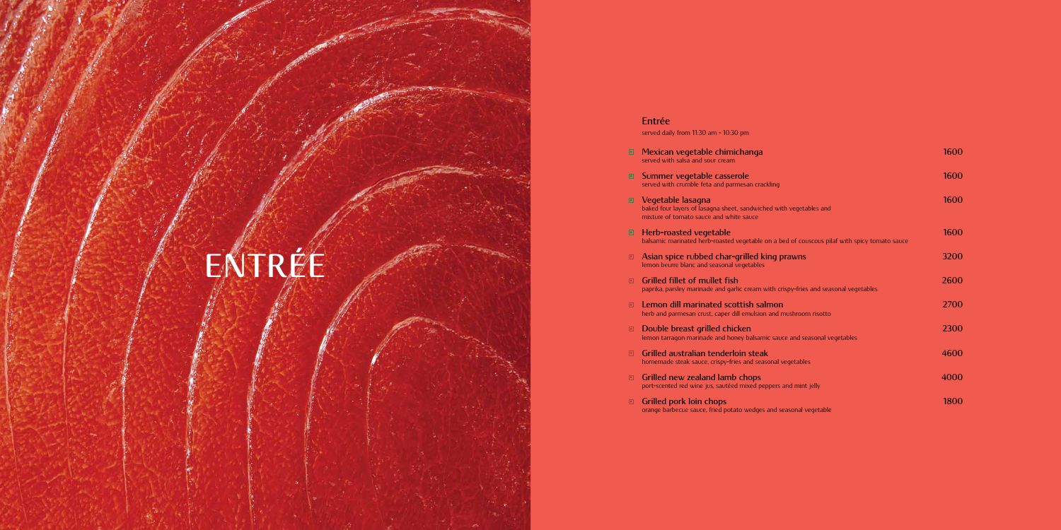# ENTRÉE

## Entrée

served daily from 11:30 am - 10:30 pm

| Dish | Price |
|---|---|
| **Mexican vegetable chimichanga**<br>served with salsa and sour cream | 1600 |
| **Summer vegetable casserole**<br>served with crumble feta and parmesan crackling | 1600 |
| **Vegetable lasagna**<br>baked four layers of lasagna sheet, sandwiched with vegetables and mixture of tomato sauce and white sauce | 1600 |
| **Herb-roasted vegetable**<br>balsamic marinated herb-roasted vegetable on a bed of couscous pilaf with spicy tomato sauce | 1600 |
| **Asian spice rubbed char-grilled king prawns**<br>lemon beurre blanc and seasonal vegetables | 3200 |
| **Grilled fillet of mullet fish**<br>paprika, parsley marinade and garlic cream with crispy-fries and seasonal vegetables | 2600 |
| **Lemon dill marinated scottish salmon**<br>herb and parmesan crust, caper dill emulsion and mushroom risotto | 2700 |
| **Double breast grilled chicken**<br>lemon tarragon marinade and honey balsamic sauce and seasonal vegetables | 2300 |
| **Grilled australian tenderloin steak**<br>homemade steak sauce, crispy-fries and seasonal vegetables | 4600 |
| **Grilled new zealand lamb chops**<br>port-scented red wine jus, sautéed mixed peppers and mint jelly | 4000 |
| **Grilled pork loin chops**<br>orange barbecue sauce, fried potato wedges and seasonal vegetable | 1800 |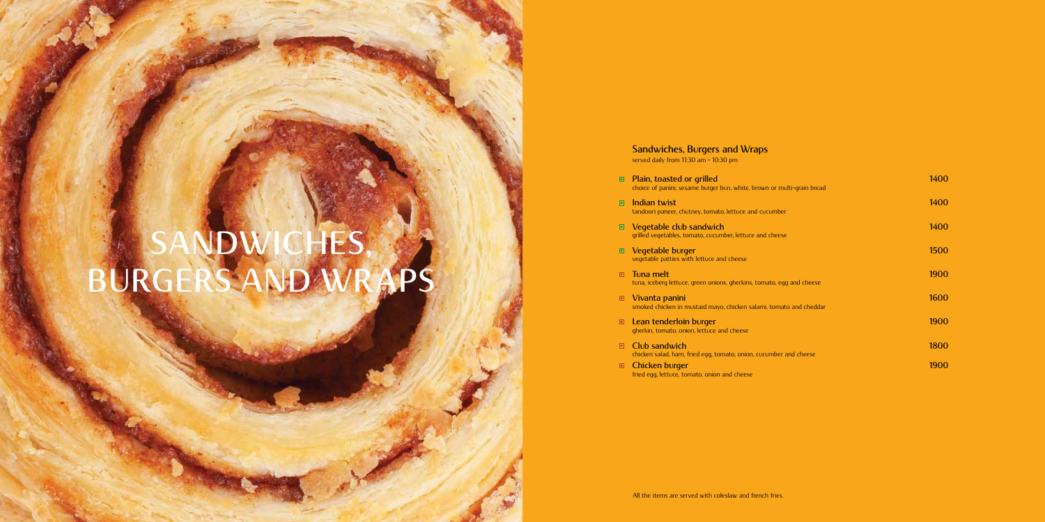# SANDWICHES, BURGERS AND WRAPS

## Sandwiches, Burgers and Wraps

served daily from 11:30 am - 10:30 pm

| Item | Price |
|---|---|
| **Plain, toasted or grilled**<br>choice of panini, sesame burger bun, white, brown or multi-grain bread | 1400 |
| **Indian twist**<br>tandoori paneer, chutney, tomato, lettuce and cucumber | 1400 |
| **Vegetable club sandwich**<br>grilled vegetables, tomato, cucumber, lettuce and cheese | 1400 |
| **Vegetable burger**<br>vegetable patties with lettuce and cheese | 1500 |
| **Tuna melt**<br>tuna, iceberg lettuce, green onions, gherkins, tomato, egg and cheese | 1900 |
| **Vivanta panini**<br>smoked chicken in mustard mayo, chicken salami, tomato and cheddar | 1600 |
| **Lean tenderloin burger**<br>gherkin, tomato, onion, lettuce and cheese | 1900 |
| **Club sandwich**<br>chicken salad, ham, fried egg, tomato, onion, cucumber and cheese | 1800 |
| **Chicken burger**<br>fried egg, lettuce, tomato, onion and cheese | 1900 |

All the items are served with coleslaw and french fries.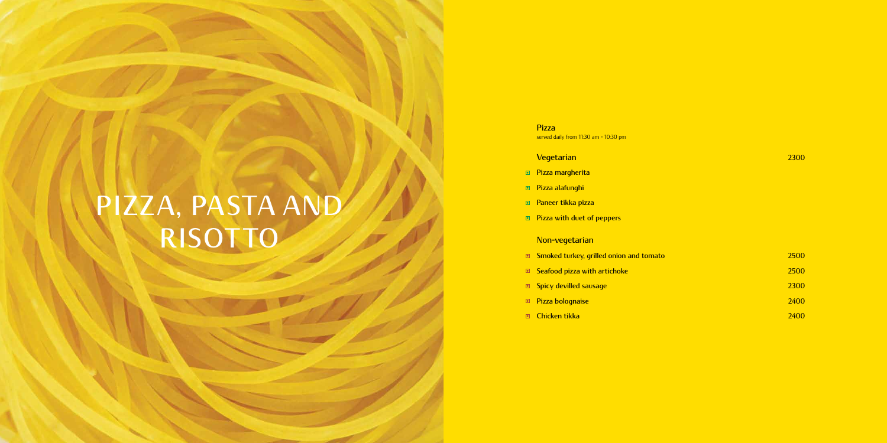# PIZZA, PASTA AND RISOTTO

## Pizza

served daily from 11:30 am - 10:30 pm

### Vegetarian

| Item | Price |
|---|---|
| Vegetarian | 2300 |
| Pizza margherita | |
| Pizza alafunghi | |
| Paneer tikka pizza | |
| Pizza with duet of peppers | |

### Non-vegetarian

| Item | Price |
|---|---|
| Smoked turkey, grilled onion and tomato | 2500 |
| Seafood pizza with artichoke | 2500 |
| Spicy devilled sausage | 2300 |
| Pizza bolognaise | 2400 |
| Chicken tikka | 2400 |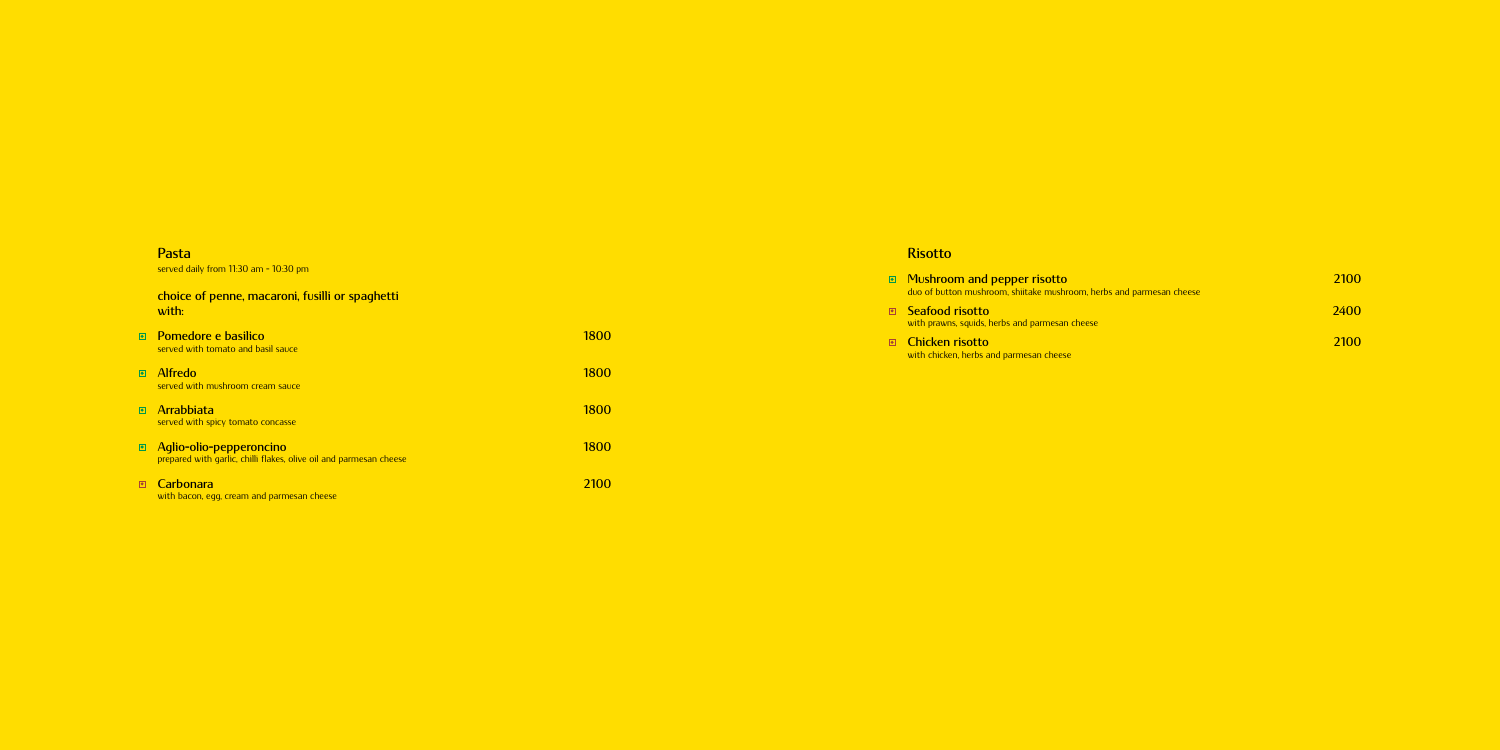## Pasta

served daily from 11:30 am - 10:30 pm

### choice of penne, macaroni, fusilli or spaghetti with:

| Item | Price |
|---|---|
| **Pomedore e basilico** served with tomato and basil sauce | 1800 |
| **Alfredo** served with mushroom cream sauce | 1800 |
| **Arrabbiata** served with spicy tomato concasse | 1800 |
| **Aglio-olio-pepperoncino** prepared with garlic, chilli flakes, olive oil and parmesan cheese | 1800 |
| **Carbonara** with bacon, egg, cream and parmesan cheese | 2100 |

## Risotto

| Item | Price |
|---|---|
| **Mushroom and pepper risotto** duo of button mushroom, shiitake mushroom, herbs and parmesan cheese | 2100 |
| **Seafood risotto** with prawns, squids, herbs and parmesan cheese | 2400 |
| **Chicken risotto** with chicken, herbs and parmesan cheese | 2100 |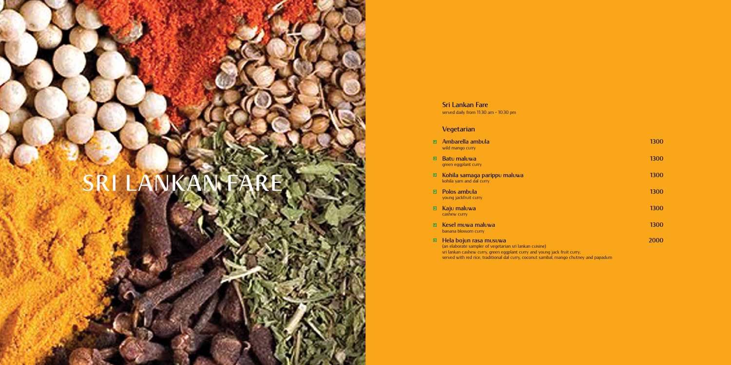# SRI LANKAN FARE

## Sri Lankan Fare

served daily from 11:30 am - 10:30 pm

### Vegetarian

| Item | Price |
|---|---|
| **Ambarella ambula**<br>wild mango curry | 1300 |
| **Batu maluwa**<br>green eggplant curry | 1300 |
| **Kohila samaga parippu maluwa**<br>kohila yam and dal curry | 1300 |
| **Polos ambula**<br>young jackfruit curry | 1300 |
| **Kaju maluwa**<br>cashew curry | 1300 |
| **Kesel muwa maluwa**<br>banana blossom curry | 1300 |
| **Hela bojun rasa musuwa**<br>(an elaborate sampler of vegetarian sri lankan cuisine)<br>sri lankan cashew curry, green eggplant curry and young jack fruit curry;<br>served with red rice, traditional dal curry, coconut sambal, mango chutney and papadum | 2000 |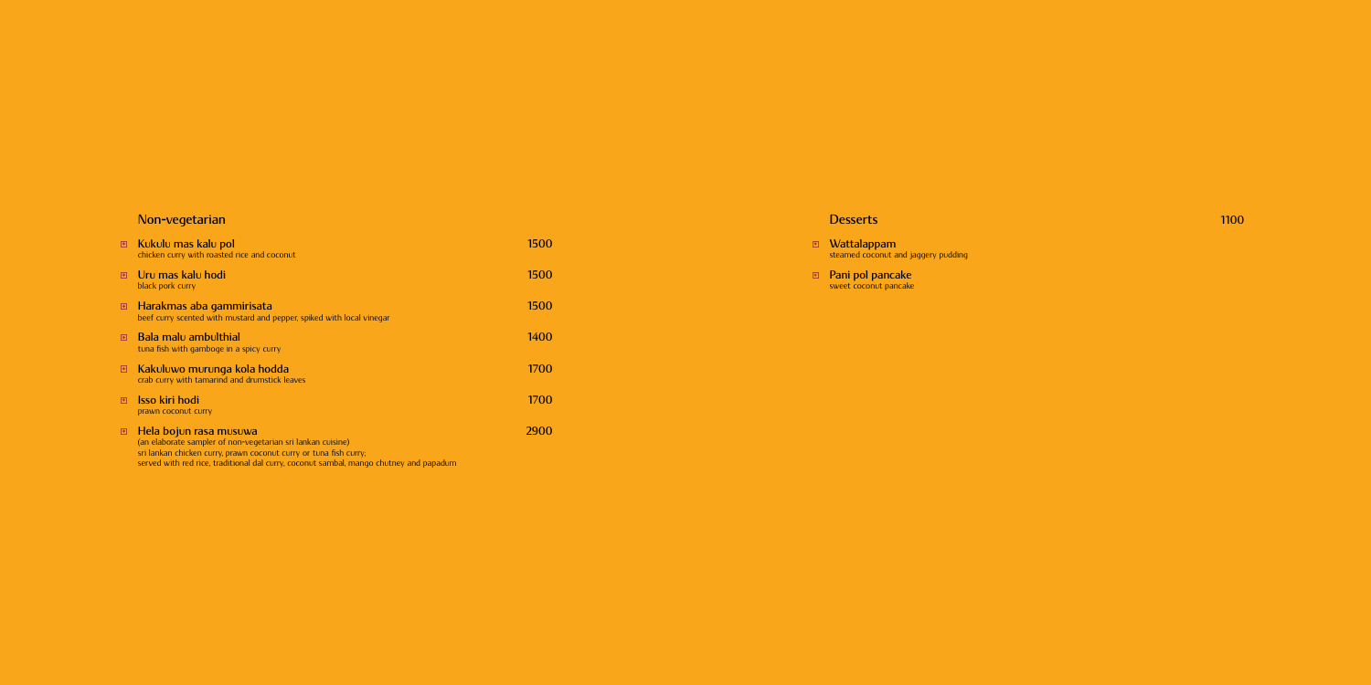## Non-vegetarian

- **Kukulu mas kalu pol** — 1500
  chicken curry with roasted rice and coconut
- **Uru mas kalu hodi** — 1500
  black pork curry
- **Harakmas aba gammirisata** — 1500
  beef curry scented with mustard and pepper, spiked with local vinegar
- **Bala malu ambulthial** — 1400
  tuna fish with gamboge in a spicy curry
- **Kakuluwo murunga kola hodda** — 1700
  crab curry with tamarind and drumstick leaves
- **Isso kiri hodi** — 1700
  prawn coconut curry
- **Hela bojun rasa musuwa** — 2900
  (an elaborate sampler of non-vegetarian sri lankan cuisine)
  sri lankan chicken curry, prawn coconut curry or tuna fish curry;
  served with red rice, traditional dal curry, coconut sambal, mango chutney and papadum

## Desserts — 1100

- **Wattalappam**
  steamed coconut and jaggery pudding
- **Pani pol pancake**
  sweet coconut pancake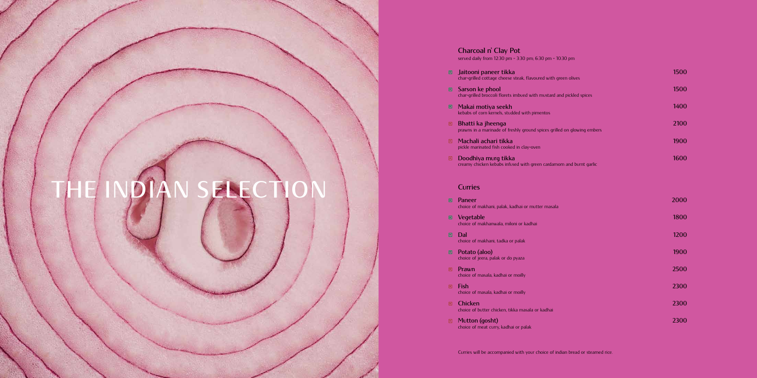# THE INDIAN SELECTION

## Charcoal n' Clay Pot

served daily from 12.30 pm - 3.30 pm; 6.30 pm - 10.30 pm

| | |
|---|---|
| **Jaitooni paneer tikka**<br>char-grilled cottage cheese steak, flavoured with green olives | 1500 |
| **Sarson ke phool**<br>char-grilled broccoli florets imbued with mustard and pickled spices | 1500 |
| **Makai motiya seekh**<br>kebabs of corn kernels, studded with pimentos | 1400 |
| **Bhatti ka jheenga**<br>prawns in a marinade of freshly ground spices grilled on glowing embers | 2100 |
| **Machali achari tikka**<br>pickle marinated fish cooked in clay-oven | 1900 |
| **Doodhiya murg tikka**<br>creamy chicken kebabs infused with green cardamom and burnt garlic | 1600 |

## Curries

| | |
|---|---|
| **Paneer**<br>choice of makhani, palak, kadhai or mutter masala | 2000 |
| **Vegetable**<br>choice of makhanwala, miloni or kadhai | 1800 |
| **Dal**<br>choice of makhani, tadka or palak | 1200 |
| **Potato (aloo)**<br>choice of jeera, palak or do pyaza | 1900 |
| **Prawn**<br>choice of masala, kadhai or moilly | 2500 |
| **Fish**<br>choice of masala, kadhai or moilly | 2300 |
| **Chicken**<br>choice of butter chicken, tikka masala or kadhai | 2300 |
| **Mutton (gosht)**<br>choice of meat curry, kadhai or palak | 2300 |

Curries will be accompanied with your choice of indian bread or steamed rice.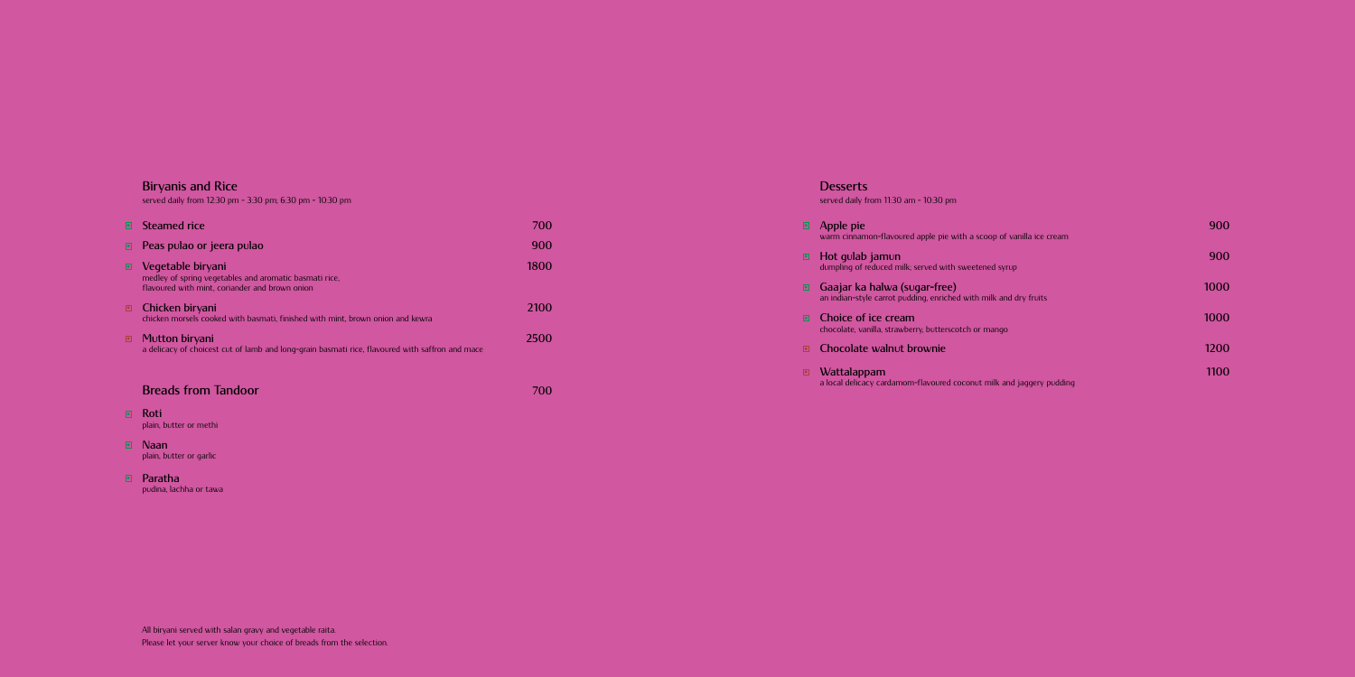## Biryanis and Rice

served daily from 12:30 pm - 3:30 pm; 6:30 pm - 10:30 pm

| Item | Price |
|---|---|
| **Steamed rice** | 700 |
| **Peas pulao or jeera pulao** | 900 |
| **Vegetable biryani**<br>medley of spring vegetables and aromatic basmati rice, flavoured with mint, coriander and brown onion | 1800 |
| **Chicken biryani**<br>chicken morsels cooked with basmati, finished with mint, brown onion and kewra | 2100 |
| **Mutton biryani**<br>a delicacy of choicest cut of lamb and long-grain basmati rice, flavoured with saffron and mace | 2500 |

## Breads from Tandoor — 700

- **Roti**
  plain, butter or methi
- **Naan**
  plain, butter or garlic
- **Paratha**
  pudina, lachha or tawa

## Desserts

served daily from 11:30 am - 10:30 pm

| Item | Price |
|---|---|
| **Apple pie**<br>warm cinnamon-flavoured apple pie with a scoop of vanilla ice cream | 900 |
| **Hot gulab jamun**<br>dumpling of reduced milk, served with sweetened syrup | 900 |
| **Gaajar ka halwa (sugar-free)**<br>an indian-style carrot pudding, enriched with milk and dry fruits | 1000 |
| **Choice of ice cream**<br>chocolate, vanilla, strawberry, butterscotch or mango | 1000 |
| **Chocolate walnut brownie** | 1200 |
| **Wattalappam**<br>a local delicacy cardamom-flavoured coconut milk and jaggery pudding | 1100 |

All biryani served with salan gravy and vegetable raita.
Please let your server know your choice of breads from the selection.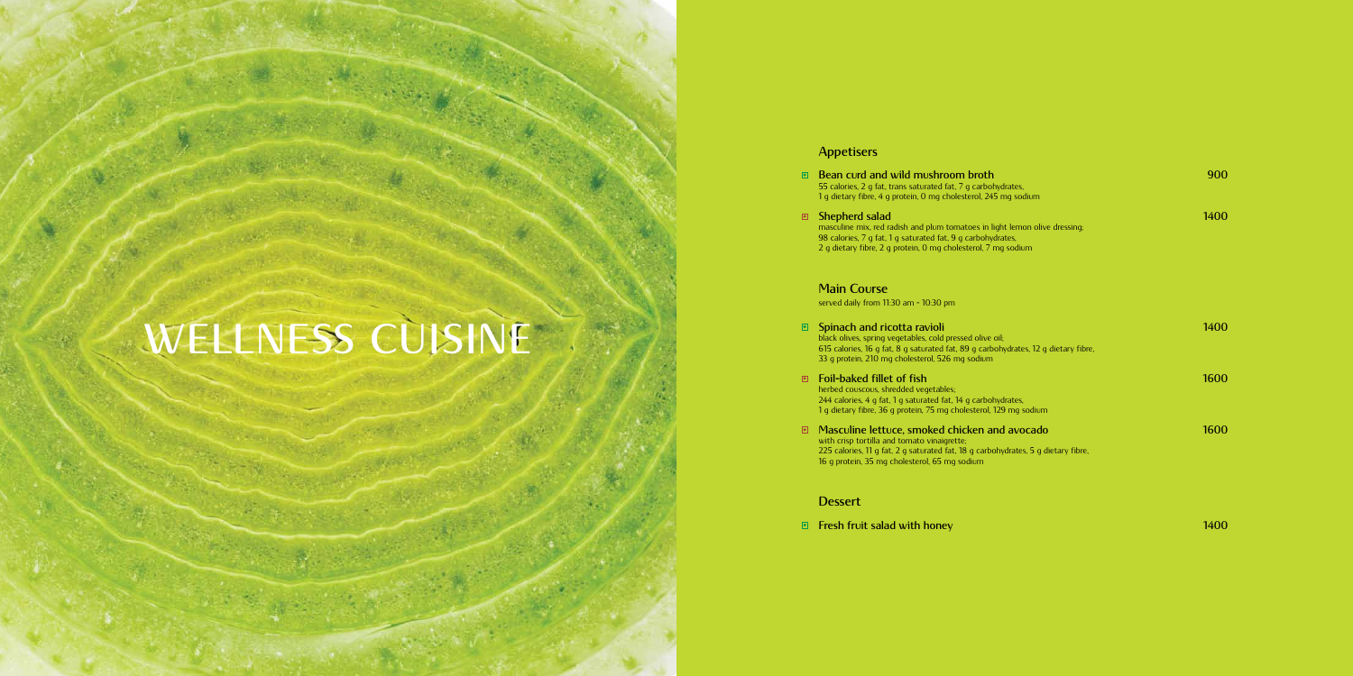# WELLNESS CUISINE

## Appetisers

**Bean curd and wild mushroom broth** — 900
55 calories, 2 g fat, trans saturated fat, 7 g carbohydrates,
1 g dietary fibre, 4 g protein, 0 mg cholesterol, 245 mg sodium

**Shepherd salad** — 1400
masculine mix, red radish and plum tomatoes in light lemon olive dressing;
98 calories, 7 g fat, 1 g saturated fat, 9 g carbohydrates,
2 g dietary fibre, 2 g protein, 0 mg cholesterol, 7 mg sodium

## Main Course

served daily from 11:30 am - 10:30 pm

**Spinach and ricotta ravioli** — 1400
black olives, spring vegetables, cold pressed olive oil;
615 calories, 16 g fat, 8 g saturated fat, 89 g carbohydrates, 12 g dietary fibre,
33 g protein, 210 mg cholesterol, 526 mg sodium

**Foil-baked fillet of fish** — 1600
herbed couscous, shredded vegetables;
244 calories, 4 g fat, 1 g saturated fat, 14 g carbohydrates,
1 g dietary fibre, 36 g protein, 75 mg cholesterol, 129 mg sodium

**Masculine lettuce, smoked chicken and avocado** — 1600
with crisp tortilla and tomato vinaigrette;
225 calories, 11 g fat, 2 g saturated fat, 18 g carbohydrates, 5 g dietary fibre,
16 g protein, 35 mg cholesterol, 65 mg sodium

## Dessert

**Fresh fruit salad with honey** — 1400